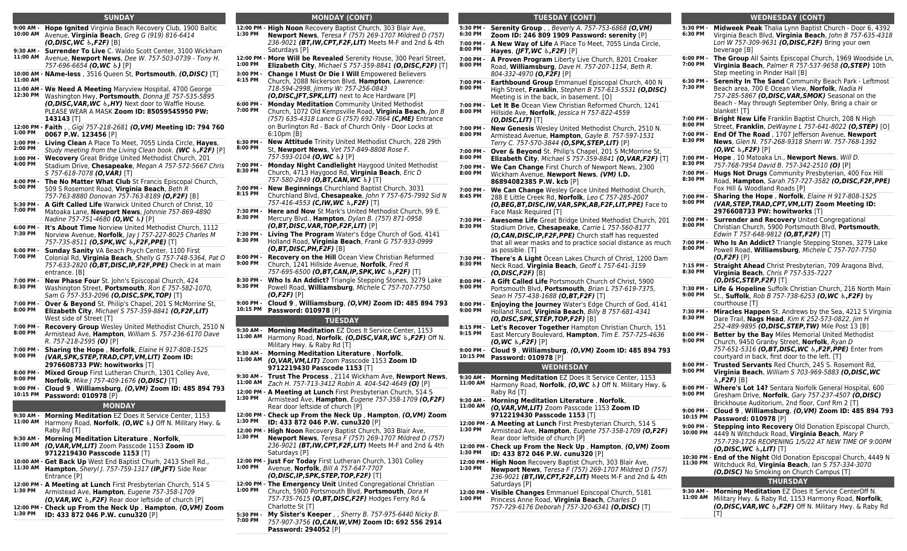## SUNDAY

**9:00 AM - 10:00 AM** **Hope Ignited** Virginia Beach Recovery Club, 1900 Baltic Avenue, **Virginia Beach**, *Greg G (919) 816-6414* ***(O,DISC,WC ♿,F2F)*** [B]

**9:30 AM - 11:00 AM** **Surrender To Live** C. Waldo Scott Center, 3100 Wickham Avenue, **Newport News**, *Dee W. 757-503-0739 - Tony H. 757-696-6654* ***(O,WC ♿)*** [P]

**10:00 AM - 11:00 AM** **NAme-less** , 3516 Queen St, **Portsmouth**, ***(O,DISC)*** [T]

**11:00 AM - 12:30 PM** **We Need A Meeting** Maryview Hospital, 4700 George Washington Hwy, **Portsmouth**, *Donna JE 757-535-5895* ***(O,DISC,VAR,WC ♿,HY)*** Next door to Waffle House. PLEASE WEAR A MASK **Zoom ID: 85059545950 PW: 143143** [T]

**12:00 PM - 1:00 PM** **Faith** , , *Gigi 757-218-2681* ***(O,VM)*** **Meeting ID: 794 760 0067 P.W. 123456** [P]

**1:00 PM - 2:00 PM** **Living Clean** A Place To Meet, 7055 Linda Circle, **Hayes**, *Study meeting from the Living Clean book.* ***(WC ♿,F2F)*** [P]

**3:00 PM - 4:00 PM** **Wecovery** Great Bridge United Methodist Church, 201 Stadium Drive, **Chesapeake**, *Megan A 757-572-5667 Chris S 757-618-7078* ***(O,VAR)*** [T]

**4:00 PM - 5:00 PM** **The No Matter What Club** St Francis Episcopal Church, 509 S Rosemont Road, **Virginia Beach**, *Beth R 757-763-8880 Donovan 757-763-8189* ***(O,F2F)*** [B]

**5:30 PM - 7:00 PM** **A Gift Called Life** Warwick United Church of Christ, 10 Matoaka Lane, **Newport News**, *Johnnie 757-869-4890 Nadine 757-751-4680* ***(O,WC ♿)*** [P]

**6:00 PM - 7:30 PM** **It's About Time** Norview United Methodist Church, 1112 Norview Avenue, **Norfolk**, *Jay J 757-227-8025 Charles M 757-735-8511* ***(O,SPK,WC ♿,F2F,PPE)*** [T]

**6:00 PM - 7:00 PM** **Sunday Sanity** VA Beach Psych Center, 1100 First Colonial Rd, **Virginia Beach**, *Shelly G 757-748-5364, Pat O 757-633-2820* ***(O,BT,DISC,IP,F2F,PPE)*** Check in at main entrance. [B]

**7:00 PM - 8:30 PM** **New Phase Four** St. John's Episcopal Church, 424 Washington Street, **Portsmouth**, *Ron E 757-582-1070, Sam G 757-353-2096* ***(O,DISC,SPK,TOP)*** [T]

**7:00 PM - 8:00 PM** **Over & Beyond** St. Philip's Chapel, 201 S McMorrine St, **Elizabeth City**, *Michael S 757-359-8841* ***(O,F2F,LIT)*** West side of Street [T]

**7:00 PM - 8:00 PM** **Recovery Group** Wesley United Methodist Church, 2510 N Armistead Ave, **Hampton**, *William S. 757-236-6170 Dave R. 757-218-2595* ***(O)*** [P]

**7:00 PM - 9:00 PM** **Sharing the Hope** , **Norfolk**, *Elaine H 917-808-1525* ***(VAR,SPK,STEP,TRAD,CPT,VM,LIT)*** **Zoom ID: 2976608733 PW: howitworks** [T]

**8:00 PM - 9:00 PM** **Mixed Group** First Lutheran Church, 1301 Colley Ave, **Norfolk**, *Mike J 757-409-1676* ***(O,DISC)*** [T]

**9:00 PM - 10:15 PM** **Cloud 9** , **Williamsburg**, ***(O,VM)*** **Zoom ID: 485 894 793 Password: 010978** [P]

## MONDAY

**9:30 AM - 11:00 AM** **Morning Meditation** EZ Does It Service Center, 1153 Harmony Road, **Norfolk**, ***(O,WC ♿)*** Off N. Military Hwy. & Raby Rd [T]

**9:30 AM - 11:00 AM** **Morning Meditation Literature** , **Norfolk**, ***(O,VAR,VM,LIT)*** Zoom Passcode 1153 **Zoom ID 9712219430 Passcode 1153** [T]

**10:00 AM - 11:30 AM** **Get Back Up** West End Baptist Church, 2413 Shell Rd., **Hampton**, *Sheryl J. 757-759-1317* ***(IP,JFT)*** Side Rear Entrance [P]

**12:00 PM - 1:30 PM** **A Meeting at Lunch** First Presbyterian Church, 514 S Armistead Ave, **Hampton**, *Eugene 757-358-1709* ***(O,VAR,WC ♿,F2F)*** Rear door leftside of church [P]

**12:00 PM - 1:30 PM** **Check up From the Neck Up** , **Hampton**, ***(O,VM)*** **Zoom ID: 433 872 046 P.W. cunu320** [P]

## MONDAY (CONT)

**12:00 PM - 1:30 PM** **High Noon** Recovery Baptist Church, 303 Blair Ave, **Newport News**, *Teresa F (757) 269-1707 Mildred D (757) 236-9021* ***(BT,IW,CPT,F2F,LIT)*** Meets M-F and 2nd & 4th Saturdays [P]

**12:00 PM - 1:00 PM** **More Will be Revealed** Serenity House, 300 Pearl Street, **Elizabeth City**, *Michael S 757-359-8841* ***(O,DISC,F2F)*** [T]

**3:00 PM - 4:15 PM** **Change I Must Or Die I Will** Empowered Believers Church, 2088 Nickerson Blvd, **Hampton**, *Lawrence: 718-594-2998, Jimmy W: 757-256-0843* ***(O,DISC,JFT,SPK,LIT)*** next to Ace Hardware [P]

**6:00 PM - 7:00 PM** **Monday Meditation** Community United Methodist Church, 1072 Old Kempsville Road, **Virginia Beach**, *Jon B (757) 635-4318 Lance G (757) 692-7864* ***(C,ME)*** Entrance on Burlington Rd - Back of Church Only - Door Locks at 6:10pm [B]

**6:30 PM - 8:00 PM** **New Attitude** Trinity United Methodist Church, 228 29th St, **Newport News**, *Vet 757-849-8808 Rose F. 757-593-0104* ***(O,WC ♿)*** [P]

**7:00 PM - 8:30 PM** **Monday Night Candlelight** Haygood United Methodist Church, 4713 Haygood Rd, **Virginia Beach**, *Eric D 757-580-2849* ***(O,BT,CAN,WC ♿)*** [T]

**7:00 PM - 8:15 PM** **New Beginnings** Churchland Baptist Church, 3031 Churchland Blvd, **Chesapeake**, *John Y 757-675-7992 Sid N 757-416-4553* ***(C,IW,WC ♿,F2F)*** [T]

**7:30 PM - 8:30 PM** **Here and Now** St Mark's United Methodist Church, 99 E. Mercury Blvd., **Hampton**, *Dylan B. (757) 871-0958* ***(O,BT,DISC,VAR,TOP,F2F,LIT)*** [P]

**7:30 PM - 8:30 PM** **Living The Program** Water's Edge Church of God, 4141 Holland Road, **Virginia Beach**, *Frank G 757-933-0999* ***(O,BT,DISC,PH,F2F)*** [B]

**8:00 PM - 9:00 PM** **Recovery on the Hill** Ocean View Christian Reformed Church, 1241 Hillside Avenue, **Norfolk**, *Fred R 757-695-6500* ***(O,BT,CAN,IP,SPK,WC ♿,F2F)*** [T]

**8:30 PM - 9:30 PM** **Who Is An Addict?** Triangle Stepping Stones, 3279 Lake Powell Road, **Williamsburg**, *Michele C 757-707-7750* ***(O,F2F)*** [P]

**9:00 PM - 10:15 PM** **Cloud 9** , **Williamsburg**, ***(O,VM)*** **Zoom ID: 485 894 793 Password: 010978** [P]

## TUESDAY

**9:30 AM - 11:00 AM** **Morning Meditation** EZ Does It Service Center, 1153 Harmony Road, **Norfolk**, ***(O,DISC,VAR,WC ♿,F2F)*** Off N. Military Hwy. & Raby Rd [T]

**9:30 AM - 11:00 AM** **Morning Meditation Literature** , **Norfolk**, ***(O,VAR,VM,LIT)*** Zoom Passcode 1153 **Zoom ID 9712219430 Passcode 1153** [T]

**9:30 AM - 11:00 AM** **Trust The Process** , 2114 Wickham Ave, **Newport News**, *Zach H. 757-713-3412 Robin A. 404-542-4649* ***(O)*** [P]

**12:00 PM - 1:30 PM** **A Meeting at Lunch** First Presbyterian Church, 514 S Armistead Ave, **Hampton**, *Eugene 757-358-1709* ***(O,F2F)*** Rear door leftside of church [P]

**12:00 PM - 1:30 PM** **Check up From the Neck Up** , **Hampton**, ***(O,VM)*** **Zoom ID: 433 872 046 P.W. cunu320** [P]

**12:00 PM - 1:30 PM** **High Noon** Recovery Baptist Church, 303 Blair Ave, **Newport News**, *Teresa F (757) 269-1707 Mildred D (757) 236-9021* ***(BT,IW,CPT,F2F,LIT)*** Meets M-F and 2nd & 4th Saturdays [P]

**12:00 PM - 1:00 PM** **Just For Today** First Lutheran Church, 1301 Colley Avenue, **Norfolk**, *Bill A 757-647-7707* ***(O,DISC,IP,SPK,STEP,TOP,F2F)*** [T]

**12:00 PM - 1:00 PM** **The Emergency Unit** United Congregational Christian Church, 5900 Portsmouth Blvd, **Portsmouth**, *Dora H 757-735-7615* ***(O,BT,DISC,F2F)*** Hodges Ferry Rd & Charlotte St [T]

**5:30 PM - 7:00 PM** **My Sister's Keeper** , , *Sherry B. 757-975-6440 Nicky B. 757-907-3756* ***(O,CAN,W,VM)*** **Zoom ID: 692 556 2914 Password: 294052** [P]

## TUESDAY (CONT)

**5:30 PM - 6:30 PM** **Serenity Group** , , *Beverly A. 757-753-6868* ***(O,VM)*** **Zoom ID: 246 809 1909 Password: serenity** [P]

**7:00 PM - 8:00 PM** **A New Way of Life** A Place To Meet, 7055 Linda Circle, **Hayes**, ***(JFT,WC ♿,F2F)*** [P]

**7:00 PM - 8:00 PM** **A Proven Program** Liberty Live Church, 8201 Croaker Road, **Williamsburg**, *Dave H. 757-207-1154, Beth R. 804-332-4970* ***(O,F2F)*** [P]

**7:00 PM - 8:00 PM** **Earthbound Group** Emmanuel Episcopal Church, 400 N High Street, **Franklin**, *Stephen B 757-613-5531* ***(O,DISC)*** Meeting is in the back, in basement. [O]

**7:00 PM - 8:00 PM** **Let It Be** Ocean View Christian Reformed Church, 1241 Hillside Ave, **Norfolk**, *Jessica H 757-822-4559* ***(O,DISC,LIT)*** [T]

**7:00 PM - 8:00 PM** **New Genesis** Wesley United Methodist Church, 2510 N. Armistead Avenue, **Hampton**, *Gayle B. 757-597-1531 Terry C. 757-570-3844* ***(O,SPK,STEP,LIT)*** [P]

**7:00 PM - 8:00 PM** **Over & Beyond** St. Philip's Chapel, 201 S McMorrine St, **Elizabeth City**, *Michael S 757-359-8841* ***(O,VAR,F2F)*** [T]

**7:00 PM - 8:00 PM** **We Can Change** First Church of Newport News, 2300 Wickham Avenue, **Newport News**, ***(VM)*** **I.D. 86894082385 P.W. kcb** [P]

**7:00 PM - 8:45 PM** **We Can Change** Wesley Grace United Methodist Church, 288 E Little Creek Rd, **Norfolk**, *Leo C 757-285-2007* ***(O,BEG,BT,DISC,IW,VAR,SPK,AB,F2F,LIT,PPE)*** Face to Face Mask Required [T]

**7:30 PM - 8:30 PM** **Awesome Life** Great Bridge United Methodist Church, 201 Stadium Drive, **Chesapeake**, *Carrie L 757-560-8177* ***(O,CAN,DISC,IP,F2F,PPE)*** Church staff has requested that all wear masks and to practice social distance as much as possible. [T]

**7:30 PM - 8:30 PM** **There's A Light** Ocean Lakes Church of Christ, 1200 Dam Neck Road, **Virginia Beach**, *Geoff L 757-641-3159* ***(O,DISC,F2F)*** [B]

**8:00 PM - 9:00 PM** **A Gift Called Life** Portsmouth Church of Christ, 5900 Portsmouth Blvd, **Portsmouth**, *Brian L 757-619-7375, Sean H 757-438-1688* ***(O,BT,F2F)*** [T]

**8:00 PM - 9:00 PM** **Enjoying the Journey** Water's Edge Church of God, 4141 Holland Road, **Virginia Beach**, *Billy B 757-681-4341* ***(O,DISC,SPK,STEP,TOP,F2F)*** [B]

**8:15 PM - 9:15 PM** **Let's Recover Together** Hampton Christian Church, 151 East Mercury Boulevard, **Hampton**, *Tim E. 757-725-4636* ***(O,WC ♿,F2F)*** [P]

**9:00 PM - 10:15 PM** **Cloud 9** , **Williamsburg**, ***(O,VM)*** **Zoom ID: 485 894 793 Password: 010978** [P]

## WEDNESDAY

**9:30 AM - 11:00 AM** **Morning Meditation** EZ Does It Service Center, 1153 Harmony Road, **Norfolk**, ***(O,WC ♿)*** Off N. Military Hwy. & Raby Rd [T]

**9:30 AM - 11:00 AM** **Morning Meditation Literature** , **Norfolk**, ***(O,VAR,VM,LIT)*** Zoom Passcode 1153 **Zoom ID 9712219430 Passcode 1153** [T]

**12:00 PM - 1:30 PM** **A Meeting at Lunch** First Presbyterian Church, 514 S Armistead Ave, **Hampton**, *Eugene 757-358-1709* ***(O,F2F)*** Rear door leftside of church [P]

**12:00 PM - 1:30 PM** **Check up From the Neck Up** , **Hampton**, ***(O,VM)*** **Zoom ID: 433 872 046 P.W. cunu320** [P]

**12:00 PM - 1:30 PM** **High Noon** Recovery Baptist Church, 303 Blair Ave, **Newport News**, *Teresa F (757) 269-1707 Mildred D (757) 236-9021* ***(BT,IW,CPT,F2F,LIT)*** Meets M-F and 2nd & 4th Saturdays [P]

**12:00 PM - 1:00 PM** **Visible Changes** Emmanuel Episcopal Church, 5181 Princess Anne Road, **Virginia Beach**, *Charles D 757-729-6176 Deborah J 757-320-6341* ***(O,DISC)*** [T]

## WEDNESDAY (CONT)

**5:30 PM - 6:30 PM** **Midweek Peak** Thalia Lynn Baptist Church - Door 6, 4392 Virginia Beach Blvd, **Virginia Beach**, *John B 757-635-4318 Lori W 757-309-9631* ***(O,DISC,F2F)*** Bring your own beverage [B]

**6:00 PM - 7:00 PM** **The Group** All Saints Episcopal Church, 1969 Woodside Ln, **Virginia Beach**, *Palmer R 757-537-9658* ***(O,STEP)*** 10th Step meeting in Pinder Hall [B]

**6:30 PM - 7:30 PM** **Serenity In The Sand** Community Beach Park - Leftmost Beach area, 700 E Ocean View, **Norfolk**, *Nadia H 757-285-5867* ***(O,DISC,VAR,SMOK)*** Seasonal on the Beach - May through September Only, Bring a chair or blanket! [T]

**7:00 PM - 8:00 PM** **Bright New Life** Franklin Baptist Church, 208 N High Street, **Franklin**, *DeWayne L 757-641-8022* ***(O,STEP)*** [O]

**7:00 PM - 8:30 PM** **End Of The Road** , 1707 Jefferson Avenue, **Newport News**, *Glen N. 757-268-9318 Sherri W. 757-768-1392* ***(O,WC ♿,F2F)*** [P]

**7:00 PM - 8:30 PM** **Hope** , 10 Matoaka Ln., **Newport News**, *Will D. 757-768-7954 David B. 757-342-2510* ***(O)*** [P]

**7:00 PM - 8:30 PM** **Hugs Not Drugs** Community Presbyterian, 400 Fox Hill Road, **Hampton**, *Sarah 757-727-3582* ***(O,DISC,F2F,PPE)*** Fox Hill & Woodland Roads [P]

**7:00 PM - 9:00 PM** **Sharing the Hope** , **Norfolk**, *Elaine H 917-808-1525* ***(VAR,STEP,TRAD,CPT,VM,LIT)*** **Zoom Meeting ID: 2976608733 PW: howitworks** [T]

**7:00 PM - 8:00 PM** **Surrender and Recovery** United Congregational Christian Church, 5900 Portsmouth Blvd, **Portsmouth**, *Edwin T 757-648-9812* ***(O,BT,F2F)*** [T]

**7:00 PM - 8:00 PM** **Who Is An Addict?** Triangle Stepping Stones, 3279 Lake Powell Road, **Williamsburg**, *Michele C 757-707-7750* ***(O,F2F)*** [P]

**7:15 PM - 8:30 PM** **Straight Ahead** Christ Presbyterian, 709 Aragona Blvd, **Virginia Beach**, *Chris P 757-535-7227* ***(O,DISC,STEP,F2F)*** [T]

**7:30 PM - 9:00 PM** **Life & Hopeline** Suffolk Christian Church, 216 North Main St., **Suffolk**, *Rob B 757-738-6253* ***(O,WC ♿,F2F)*** by courthouse [T]

**7:30 PM - 8:30 PM** **Miracles Happen** St. Andrews by the Sea, 4212 S Virginia Dare Trail, **Nags Head**, *Kim K 252-573-0822, Jim H 252-489-9895* ***(O,DISC,STEP,TW)*** Mile Post 13 [B]

**8:00 PM - 9:00 PM** **Better by the Bay** Miles Memorial United Methodist Church, 9450 Granby Street, **Norfolk**, *Ryan D 757-651-5316* ***(O,BT,DISC,WC ♿,F2F,PPE)*** Enter from courtyard in back, first door to the left. [T]

**8:00 PM - 9:00 PM** **Trusted Servants** Red Church, 245 S. Rosemont Rd, **Virginia Beach**, *William S 703-969-5883* ***(O,DISC,WC ♿,F2F)*** [B]

**8:00 PM - 9:00 PM** **Where's Lot 14?** Sentara Norfolk General Hospital, 600 Gresham Drive, **Norfolk**, *Gary 757-237-4507* ***(O,DISC)*** Brickhouse Auditorium, 2nd floor, Conf Rm 2 [T]

**9:00 PM - 10:15 PM** **Cloud 9** , **Williamsburg**, ***(O,VM)*** **Zoom ID: 485 894 793 Password: 010978** [P]

**9:00 PM - 10:00 PM** **Stepping into Recovery** Old Donation Episcopal Church, 4449 N Witchduck Road, **Virginia Beach**, *Mary P 757-739-1726 REOPENING 1/5/22 AT NEW TIME OF 9:00PM* ***(O,DISC,WC ♿,LIT)*** [T]

**10:30 PM - 11:30 PM** **End of the Night** Old Donation Episcopal Church, 4449 N Witchduck Rd, **Virginia Beach**, *Ian S 757-334-3070* ***(O,DISC)*** No Smoking on Church Campus [T]

## THURSDAY

**9:30 AM - 11:00 AM** **Morning Meditation** EZ Does It Service CenterOff N. Military Hwy. & Raby Rd, 1153 Harmony Road, **Norfolk**, ***(O,DISC,VAR,WC ♿,F2F)*** Off N. Military Hwy. & Raby Rd [T]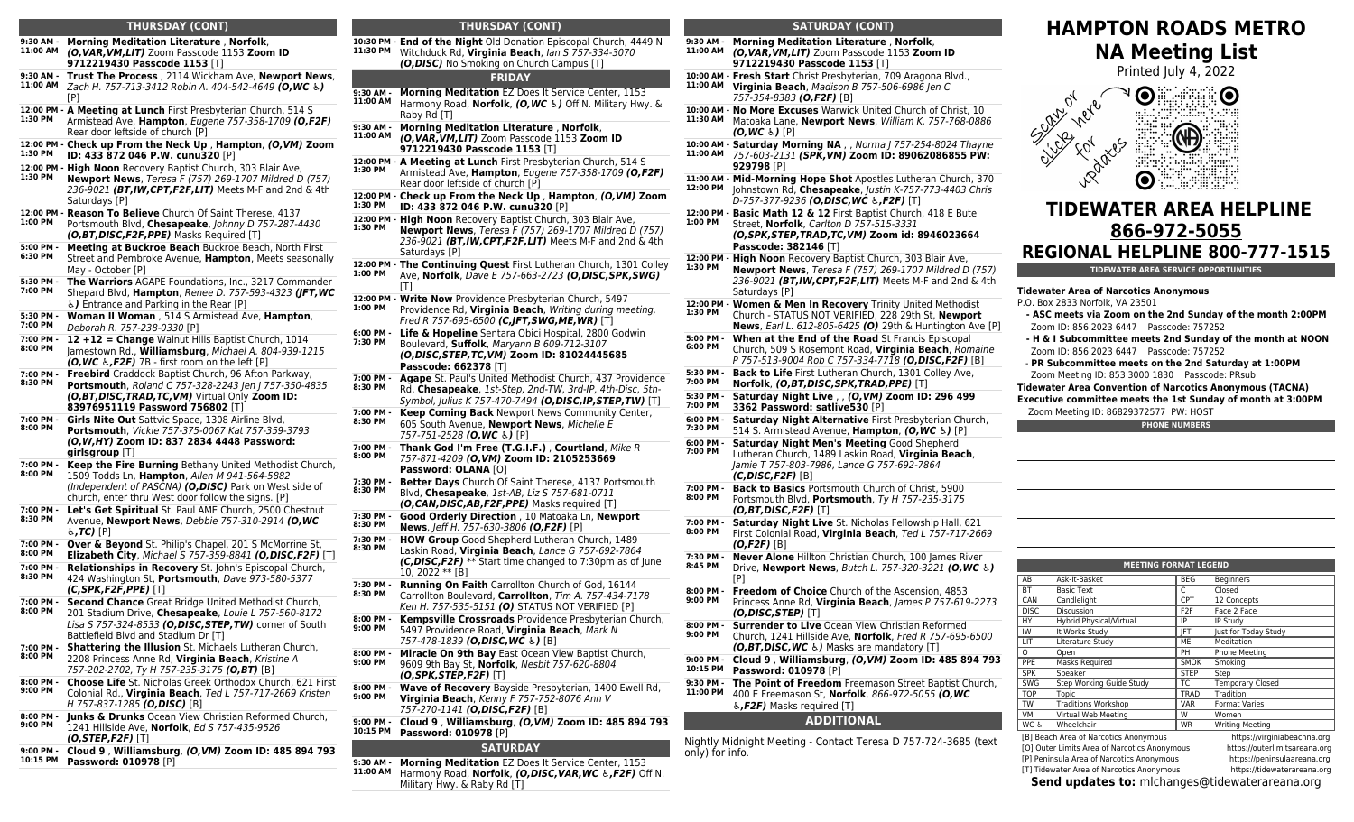## THURSDAY (CONT)

**9:30 AM - 11:00 AM** **Morning Meditation Literature**, **Norfolk**, ***(O,VAR,VM,LIT)*** Zoom Passcode 1153 **Zoom ID 9712219430 Passcode 1153** [T]

**9:30 AM - 11:00 AM** **Trust The Process**, 2114 Wickham Ave, **Newport News**, *Zach H. 757-713-3412 Robin A. 404-542-4649* ***(O,WC ♿)*** [P]

**12:00 PM - 1:30 PM** **A Meeting at Lunch** First Presbyterian Church, 514 S Armistead Ave, **Hampton**, *Eugene 757-358-1709* ***(O,F2F)*** Rear door leftside of church [P]

**12:00 PM - 1:30 PM** **Check up From the Neck Up**, **Hampton**, ***(O,VM)*** **Zoom ID: 433 872 046 P.W. cunu320** [P]

**12:00 PM - 1:30 PM** **High Noon** Recovery Baptist Church, 303 Blair Ave, **Newport News**, *Teresa F (757) 269-1707 Mildred D (757) 236-9021* ***(BT,IW,CPT,F2F,LIT)*** Meets M-F and 2nd & 4th Saturdays [P]

**12:00 PM - 1:00 PM** **Reason To Believe** Church Of Saint Therese, 4137 Portsmouth Blvd, **Chesapeake**, *Johnny D 757-287-4430* ***(O,BT,DISC,F2F,PPE)*** Masks Required [T]

**5:00 PM - 6:30 PM** **Meeting at Buckroe Beach** Buckroe Beach, North First Street and Pembroke Avenue, **Hampton**, Meets seasonally May - October [P]

**5:30 PM - 7:00 PM** **The Warriors** AGAPE Foundations, Inc., 3217 Commander Shepard Blvd, **Hampton**, *Renee D. 757-593-4323* ***(JFT,WC ♿)*** Entrance and Parking in the Rear [P]

**5:30 PM - 7:00 PM** **Woman II Woman**, 514 S Armstead Ave, **Hampton**, *Deborah R. 757-238-0330* [P]

**7:00 PM - 8:00 PM** **12 +12 = Change** Walnut Hills Baptist Church, 1014 Jamestown Rd., **Williamsburg**, *Michael A. 804-939-1215* ***(O,WC ♿,F2F)*** 7B - first room on the left [P]

**7:00 PM - 8:30 PM** **Freebird** Craddock Baptist Church, 96 Afton Parkway, **Portsmouth**, *Roland C 757-328-2243 Jen J 757-350-4835* ***(O,BT,DISC,TRAD,TC,VM)*** Virtual Only **Zoom ID: 83976951119 Password 756802** [T]

**7:00 PM - 8:00 PM** **Girls Nite Out** Sattvic Space, 1308 Airline Blvd, **Portsmouth**, *Vickie 757-375-0067 Kat 757-359-3793* ***(O,W,HY)*** **Zoom ID: 837 2834 4448 Password: girlsgroup** [T]

**7:00 PM - 8:00 PM** **Keep the Fire Burning** Bethany United Methodist Church, 1509 Todds Ln, **Hampton**, *Allen M 941-564-5882 (Independent of PASCNA)* ***(O,DISC)*** Park on West side of church, enter thru West door follow the signs. [P]

**7:00 PM - 8:30 PM** **Let's Get Spiritual** St. Paul AME Church, 2500 Chestnut Avenue, **Newport News**, *Debbie 757-310-2914* ***(O,WC ♿,TC)*** [P]

**7:00 PM - 8:00 PM** **Over & Beyond** St. Philip's Chapel, 201 S McMorrine St, **Elizabeth City**, *Michael S 757-359-8841* ***(O,DISC,F2F)*** [T]

**7:00 PM - 8:30 PM** **Relationships in Recovery** St. John's Episcopal Church, 424 Washington St, **Portsmouth**, *Dave 973-580-5377* ***(C,SPK,F2F,PPE)*** [T]

**7:00 PM - 8:00 PM** **Second Chance** Great Bridge United Methodist Church, 201 Stadium Drive, **Chesapeake**, *Louie L 757-560-8172 Lisa S 757-324-8533* ***(O,DISC,STEP,TW)*** corner of South Battlefield Blvd and Stadium Dr [T]

**7:00 PM - 8:00 PM** **Shattering the Illusion** St. Michaels Lutheran Church, 2208 Princess Anne Rd, **Virginia Beach**, *Kristine A 757-202-2702, Ty H 757-235-3175* ***(O,BT)*** [B]

**8:00 PM - 9:00 PM** **Choose Life** St. Nicholas Greek Orthodox Church, 621 First Colonial Rd., **Virginia Beach**, *Ted L 757-717-2669 Kristen H 757-837-1285* ***(O,DISC)*** [B]

**8:00 PM - 9:00 PM** **Junks & Drunks** Ocean View Christian Reformed Church, 1241 Hillside Ave, **Norfolk**, *Ed S 757-435-9526* ***(O,STEP,F2F)*** [T]

**9:00 PM - 10:15 PM** **Cloud 9**, **Williamsburg**, ***(O,VM)*** **Zoom ID: 485 894 793 Password: 010978** [P]

**10:30 PM - 11:30 PM** **End of the Night** Old Donation Episcopal Church, 4449 N Witchduck Rd, **Virginia Beach**, *Ian S 757-334-3070* ***(O,DISC)*** No Smoking on Church Campus [T]

## FRIDAY

**9:30 AM - 11:00 AM** **Morning Meditation** EZ Does It Service Center, 1153 Harmony Road, **Norfolk**, ***(O,WC ♿)*** Off N. Military Hwy. & Raby Rd [T]

**9:30 AM - 11:00 AM** **Morning Meditation Literature**, **Norfolk**, ***(O,VAR,VM,LIT)*** Zoom Passcode 1153 **Zoom ID 9712219430 Passcode 1153** [T]

**12:00 PM - 1:30 PM** **A Meeting at Lunch** First Presbyterian Church, 514 S Armistead Ave, **Hampton**, *Eugene 757-358-1709* ***(O,F2F)*** Rear door leftside of church [P]

**12:00 PM - 1:30 PM** **Check up From the Neck Up**, **Hampton**, ***(O,VM)*** **Zoom ID: 433 872 046 P.W. cunu320** [P]

**12:00 PM - 1:30 PM** **High Noon** Recovery Baptist Church, 303 Blair Ave, **Newport News**, *Teresa F (757) 269-1707 Mildred D (757) 236-9021* ***(BT,IW,CPT,F2F,LIT)*** Meets M-F and 2nd & 4th Saturdays [P]

**12:00 PM - 1:00 PM** **The Continuing Quest** First Lutheran Church, 1301 Colley Ave, **Norfolk**, *Dave E 757-663-2723* ***(O,DISC,SPK,SWG)*** [T]

**12:00 PM - 1:00 PM** **Write Now** Providence Presbyterian Church, 5497 Providence Rd, **Virginia Beach**, *Writing during meeting, Fred R 757-695-6500* ***(C,JFT,SWG,ME,WR)*** [T]

**6:00 PM - 7:30 PM** **Life & Hopeline** Sentara Obici Hospital, 2800 Godwin Boulevard, **Suffolk**, *Maryann B 609-712-3107* ***(O,DISC,STEP,TC,VM)*** **Zoom ID: 81024445685 Passcode: 662378** [T]

**7:00 PM - 8:30 PM** **Agape** St. Paul's United Methodist Church, 437 Providence Rd, **Chesapeake**, *1st-Step, 2nd-TW, 3rd-IP, 4th-Disc, 5th-Symbol, Julius K 757-470-7494* ***(O,DISC,IP,STEP,TW)*** [T]

**7:00 PM - 8:30 PM** **Keep Coming Back** Newport News Community Center, 605 South Avenue, **Newport News**, *Michelle E 757-751-2528* ***(O,WC ♿)*** [P]

**7:00 PM - 8:00 PM** **Thank God I'm Free (T.G.I.F.)**, **Courtland**, *Mike R 757-871-4209* ***(O,VM)*** **Zoom ID: 2105253669 Password: OLANA** [O]

**7:30 PM - 8:30 PM** **Better Days** Church Of Saint Therese, 4137 Portsmouth Blvd, **Chesapeake**, *1st-AB, Liz S 757-681-0711* ***(O,CAN,DISC,AB,F2F,PPE)*** Masks required [T]

**7:30 PM - 8:30 PM** **Good Orderly Direction**, 10 Matoaka Ln, **Newport News**, *Jeff H. 757-630-3806* ***(O,F2F)*** [P]

**7:30 PM - 8:30 PM** **HOW Group** Good Shepherd Lutheran Church, 1489 Laskin Road, **Virginia Beach**, *Lance G 757-692-7864* ***(C,DISC,F2F)*** ** Start time changed to 7:30pm as of June 10, 2022 ** [B]

**7:30 PM - 8:30 PM** **Running On Faith** Carrollton Church of God, 16144 Carrollton Boulevard, **Carrollton**, *Tim A. 757-434-7178 Ken H. 757-535-5151* ***(O)*** STATUS NOT VERIFIED [P]

**8:00 PM - 9:00 PM** **Kempsville Crossroads** Providence Presbyterian Church, 5497 Providence Road, **Virginia Beach**, *Mark N 757-478-1839* ***(O,DISC,WC ♿)*** [B]

**8:00 PM - 9:00 PM** **Miracle On 9th Bay** East Ocean View Baptist Church, 9609 9th Bay St, **Norfolk**, *Nesbit 757-620-8804* ***(O,SPK,STEP,F2F)*** [T]

**8:00 PM - 9:00 PM** **Wave of Recovery** Bayside Presbyterian, 1400 Ewell Rd, **Virginia Beach**, *Kenny F 757-752-8076 Ann V 757-270-1141* ***(O,DISC,F2F)*** [B]

**9:00 PM - 10:15 PM** **Cloud 9**, **Williamsburg**, ***(O,VM)*** **Zoom ID: 485 894 793 Password: 010978** [P]

## SATURDAY

**9:30 AM - 11:00 AM** **Morning Meditation** EZ Does It Service Center, 1153 Harmony Road, **Norfolk**, ***(O,DISC,VAR,WC ♿,F2F)*** Off N. Military Hwy. & Raby Rd [T]

## SATURDAY (CONT)

**9:30 AM - 11:00 AM** **Morning Meditation Literature**, **Norfolk**, ***(O,VAR,VM,LIT)*** Zoom Passcode 1153 **Zoom ID 9712219430 Passcode 1153** [T]

**10:00 AM - 11:00 AM** **Fresh Start** Christ Presbyterian, 709 Aragona Blvd., **Virginia Beach**, *Madison B 757-506-6986 Jen C 757-354-8383* ***(O,F2F)*** [B]

**10:00 AM - 11:30 AM** **No More Excuses** Warwick United Church of Christ, 10 Matoaka Lane, **Newport News**, *William K. 757-768-0886* ***(O,WC ♿)*** [P]

**10:00 AM - 11:00 AM** **Saturday Morning NA**, , *Norma J 757-254-8024 Thayne 757-603-2131* ***(SPK,VM)*** **Zoom ID: 89062086855 PW: 929798** [P]

**11:00 AM - 12:00 PM** **Mid-Morning Hope Shot** Apostles Lutheran Church, 370 Johnstown Rd, **Chesapeake**, *Justin K-757-773-4403 Chris D-757-377-9236* ***(O,DISC,WC ♿,F2F)*** [T]

**12:00 PM - 1:00 PM** **Basic Math 12 & 12** First Baptist Church, 418 E Bute Street, **Norfolk**, *Carlton D 757-515-3331* ***(O,SPK,STEP,TRAD,TC,VM)*** **Zoom id: 8946023664 Passcode: 382146** [T]

**12:00 PM - 1:30 PM** **High Noon** Recovery Baptist Church, 303 Blair Ave, **Newport News**, *Teresa F (757) 269-1707 Mildred D (757) 236-9021* ***(BT,IW,CPT,F2F,LIT)*** Meets M-F and 2nd & 4th Saturdays [P]

**12:00 PM - 1:30 PM** **Women & Men In Recovery** Trinity United Methodist Church - STATUS NOT VERIFIED, 228 29th St, **Newport News**, *Earl L. 612-805-6425* ***(O)*** 29th & Huntington Ave [P]

**5:00 PM - 6:00 PM** **When at the End of the Road** St Francis Episcopal Church, 509 S Rosemont Road, **Virginia Beach**, *Romaine P 757-513-9004 Rob C 757-334-7718* ***(O,DISC,F2F)*** [B]

**5:30 PM - 7:00 PM** **Back to Life** First Lutheran Church, 1301 Colley Ave, **Norfolk**, ***(O,BT,DISC,SPK,TRAD,PPE)*** [T]

**5:30 PM - 7:00 PM** **Saturday Night Live**, , ***(O,VM)*** **Zoom ID: 296 499 3362 Password: satlive530** [P]

**6:00 PM - 7:30 PM** **Saturday Night Alternative** First Presbyterian Church, 514 S. Armistead Avenue, **Hampton**, ***(O,WC ♿)*** [P]

**6:00 PM - 7:00 PM** **Saturday Night Men's Meeting** Good Shepherd Lutheran Church, 1489 Laskin Road, **Virginia Beach**, *Jamie T 757-803-7986, Lance G 757-692-7864* ***(C,DISC,F2F)*** [B]

**7:00 PM - 8:00 PM** **Back to Basics** Portsmouth Church of Christ, 5900 Portsmouth Blvd, **Portsmouth**, *Ty H 757-235-3175* ***(O,BT,DISC,F2F)*** [T]

**7:00 PM - 8:00 PM** **Saturday Night Live** St. Nicholas Fellowship Hall, 621 First Colonial Road, **Virginia Beach**, *Ted L 757-717-2669* ***(O,F2F)*** [B]

**7:30 PM - 8:45 PM** **Never Alone** Hillton Christian Church, 100 James River Drive, **Newport News**, *Butch L. 757-320-3221* ***(O,WC ♿)*** [P]

**8:00 PM - 9:00 PM** **Freedom of Choice** Church of the Ascension, 4853 Princess Anne Rd, **Virginia Beach**, *James P 757-619-2273* ***(O,DISC,STEP)*** [T]

**8:00 PM - 9:00 PM** **Surrender to Live** Ocean View Christian Reformed Church, 1241 Hillside Ave, **Norfolk**, *Fred R 757-695-6500* ***(O,BT,DISC,WC ♿)*** Masks are mandatory [T]

**9:00 PM - 10:15 PM** **Cloud 9**, **Williamsburg**, ***(O,VM)*** **Zoom ID: 485 894 793 Password: 010978** [P]

**9:30 PM - 11:00 PM** **The Point of Freedom** Freemason Street Baptist Church, 400 E Freemason St, **Norfolk**, *866-972-5055* ***(O,WC ♿,F2F)*** Masks required [T]

## ADDITIONAL

Nightly Midnight Meeting - Contact Teresa D 757-724-3685 (text only) for info.

# HAMPTON ROADS METRO NA Meeting List

Printed July 4, 2022

Scan or click here for updates

## TIDEWATER AREA HELPLINE 866-972-5055

## REGIONAL HELPLINE 800-777-1515

### TIDEWATER AREA SERVICE OPPORTUNITIES

**Tidewater Area of Narcotics Anonymous**
P.O. Box 2833 Norfolk, VA 23501

- **ASC meets via Zoom on the 2nd Sunday of the month 2:00PM**
  Zoom ID: 856 2023 6447 Passcode: 757252
- **H & I Subcommittee meets 2nd Sunday of the month at NOON**
  Zoom ID: 856 2023 6447 Passcode: 757252
- **PR Subcommittee meets on the 2nd Saturday at 1:00PM**
  Zoom Meeting ID: 853 3000 1830 Passcode: PRsub

**Tidewater Area Convention of Narcotics Anonymous (TACNA)**
**Executive committee meets the 1st Sunday of month at 3:00PM**
Zoom Meeting ID: 86829372577 PW: HOST

### PHONE NUMBERS

### MEETING FORMAT LEGEND

| | | | |
|---|---|---|---|
| AB | Ask-It-Basket | BEG | Beginners |
| BT | Basic Text | C | Closed |
| CAN | Candlelight | CPT | 12 Concepts |
| DISC | Discussion | F2F | Face 2 Face |
| HY | Hybrid Physical/Virtual | IP | IP Study |
| IW | It Works Study | JFT | Just for Today Study |
| LIT | Literature Study | ME | Meditation |
| O | Open | PH | Phone Meeting |
| PPE | Masks Required | SMOK | Smoking |
| SPK | Speaker | STEP | Step |
| SWG | Step Working Guide Study | TC | Temporary Closed |
| TOP | Topic | TRAD | Tradition |
| TW | Traditions Workshop | VAR | Format Varies |
| VM | Virtual Web Meeting | W | Women |
| WC ♿ | Wheelchair | WR | Writing Meeting |

[B] Beach Area of Narcotics Anonymous — https://virginiabeachna.org
[O] Outer Limits Area of Narcotics Anonymous — https://outerlimitsareana.org
[P] Peninsula Area of Narcotics Anonymous — https://peninsulaareana.org
[T] Tidewater Area of Narcotics Anonymous — https://tidewaterareana.org

**Send updates to:** mlchanges@tidewaterareana.org